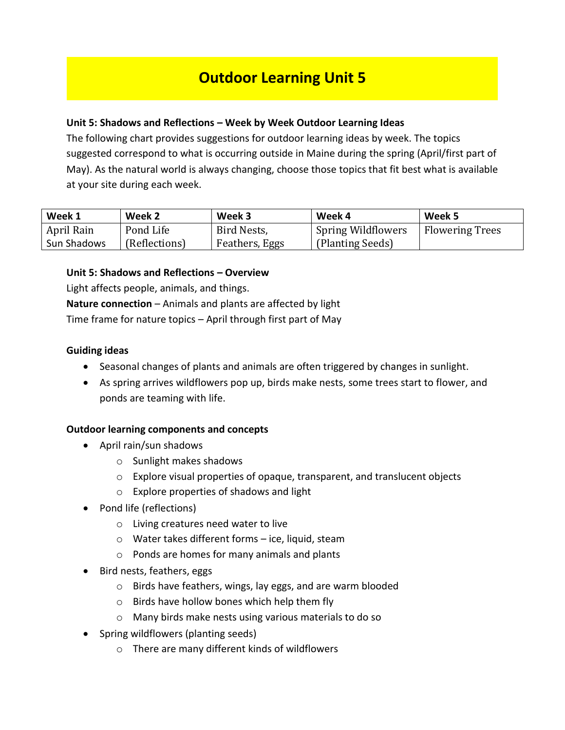# Outdoor Learning Unit 5

**Unit 5: Shadows and Reflections – Week by Week Outdoor Learning Ideas**

The following chart provides suggestions for outdoor learning ideas by week. The topics suggested correspond to what is occurring outside in Maine during the spring (April/first part of May). As the natural world is always changing, choose those topics that fit best what is available at your site during each week.

| Week 1 | Week 2 | Week 3 | Week 4 | Week 5 |
|---|---|---|---|---|
| April Rain Sun Shadows | Pond Life (Reflections) | Bird Nests, Feathers, Eggs | Spring Wildflowers (Planting Seeds) | Flowering Trees |

**Unit 5: Shadows and Reflections – Overview**

Light affects people, animals, and things.

**Nature connection** – Animals and plants are affected by light

Time frame for nature topics – April through first part of May

**Guiding ideas**

- Seasonal changes of plants and animals are often triggered by changes in sunlight.
- As spring arrives wildflowers pop up, birds make nests, some trees start to flower, and ponds are teaming with life.

**Outdoor learning components and concepts**

- April rain/sun shadows
  - Sunlight makes shadows
  - Explore visual properties of opaque, transparent, and translucent objects
  - Explore properties of shadows and light
- Pond life (reflections)
  - Living creatures need water to live
  - Water takes different forms – ice, liquid, steam
  - Ponds are homes for many animals and plants
- Bird nests, feathers, eggs
  - Birds have feathers, wings, lay eggs, and are warm blooded
  - Birds have hollow bones which help them fly
  - Many birds make nests using various materials to do so
- Spring wildflowers (planting seeds)
  - There are many different kinds of wildflowers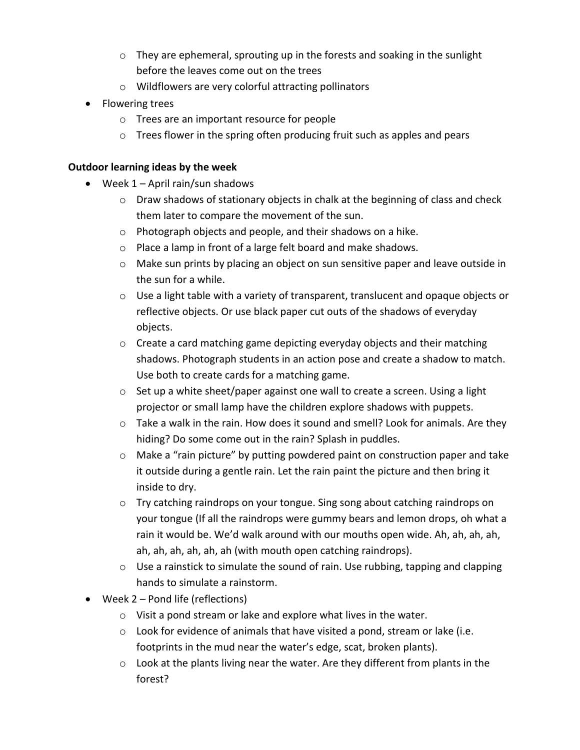- They are ephemeral, sprouting up in the forests and soaking in the sunlight before the leaves come out on the trees
  - Wildflowers are very colorful attracting pollinators
- Flowering trees
  - Trees are an important resource for people
  - Trees flower in the spring often producing fruit such as apples and pears

**Outdoor learning ideas by the week**

- Week 1 – April rain/sun shadows
  - Draw shadows of stationary objects in chalk at the beginning of class and check them later to compare the movement of the sun.
  - Photograph objects and people, and their shadows on a hike.
  - Place a lamp in front of a large felt board and make shadows.
  - Make sun prints by placing an object on sun sensitive paper and leave outside in the sun for a while.
  - Use a light table with a variety of transparent, translucent and opaque objects or reflective objects. Or use black paper cut outs of the shadows of everyday objects.
  - Create a card matching game depicting everyday objects and their matching shadows. Photograph students in an action pose and create a shadow to match. Use both to create cards for a matching game.
  - Set up a white sheet/paper against one wall to create a screen. Using a light projector or small lamp have the children explore shadows with puppets.
  - Take a walk in the rain. How does it sound and smell? Look for animals. Are they hiding? Do some come out in the rain? Splash in puddles.
  - Make a "rain picture" by putting powdered paint on construction paper and take it outside during a gentle rain. Let the rain paint the picture and then bring it inside to dry.
  - Try catching raindrops on your tongue. Sing song about catching raindrops on your tongue (If all the raindrops were gummy bears and lemon drops, oh what a rain it would be. We'd walk around with our mouths open wide. Ah, ah, ah, ah, ah, ah, ah, ah, ah, ah (with mouth open catching raindrops).
  - Use a rainstick to simulate the sound of rain. Use rubbing, tapping and clapping hands to simulate a rainstorm.
- Week 2 – Pond life (reflections)
  - Visit a pond stream or lake and explore what lives in the water.
  - Look for evidence of animals that have visited a pond, stream or lake (i.e. footprints in the mud near the water's edge, scat, broken plants).
  - Look at the plants living near the water. Are they different from plants in the forest?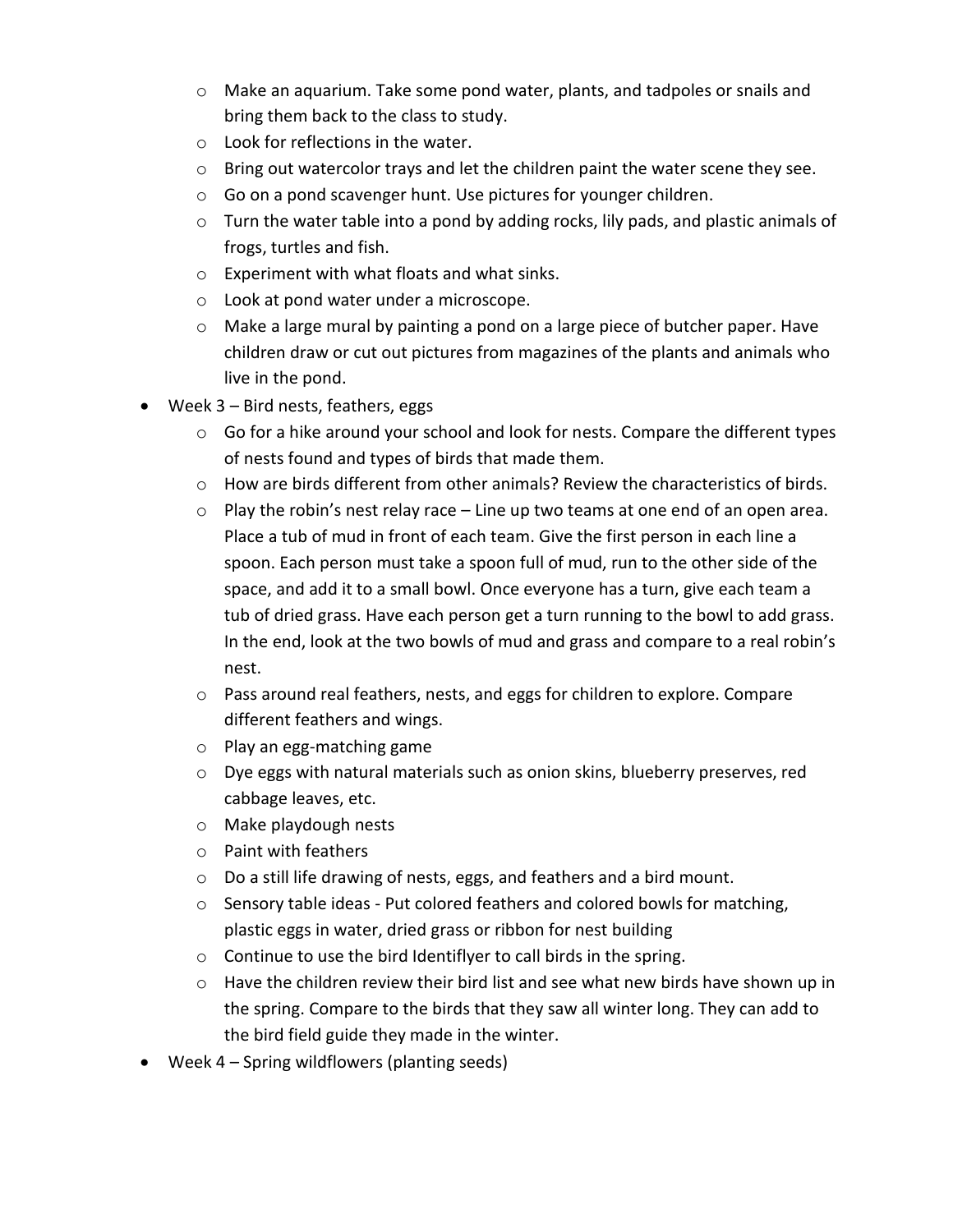- Make an aquarium. Take some pond water, plants, and tadpoles or snails and bring them back to the class to study.
    - Look for reflections in the water.
    - Bring out watercolor trays and let the children paint the water scene they see.
    - Go on a pond scavenger hunt. Use pictures for younger children.
    - Turn the water table into a pond by adding rocks, lily pads, and plastic animals of frogs, turtles and fish.
    - Experiment with what floats and what sinks.
    - Look at pond water under a microscope.
    - Make a large mural by painting a pond on a large piece of butcher paper. Have children draw or cut out pictures from magazines of the plants and animals who live in the pond.
- Week 3 – Bird nests, feathers, eggs
    - Go for a hike around your school and look for nests. Compare the different types of nests found and types of birds that made them.
    - How are birds different from other animals? Review the characteristics of birds.
    - Play the robin's nest relay race – Line up two teams at one end of an open area. Place a tub of mud in front of each team. Give the first person in each line a spoon. Each person must take a spoon full of mud, run to the other side of the space, and add it to a small bowl. Once everyone has a turn, give each team a tub of dried grass. Have each person get a turn running to the bowl to add grass. In the end, look at the two bowls of mud and grass and compare to a real robin's nest.
    - Pass around real feathers, nests, and eggs for children to explore. Compare different feathers and wings.
    - Play an egg-matching game
    - Dye eggs with natural materials such as onion skins, blueberry preserves, red cabbage leaves, etc.
    - Make playdough nests
    - Paint with feathers
    - Do a still life drawing of nests, eggs, and feathers and a bird mount.
    - Sensory table ideas - Put colored feathers and colored bowls for matching, plastic eggs in water, dried grass or ribbon for nest building
    - Continue to use the bird Identiflyer to call birds in the spring.
    - Have the children review their bird list and see what new birds have shown up in the spring. Compare to the birds that they saw all winter long. They can add to the bird field guide they made in the winter.
- Week 4 – Spring wildflowers (planting seeds)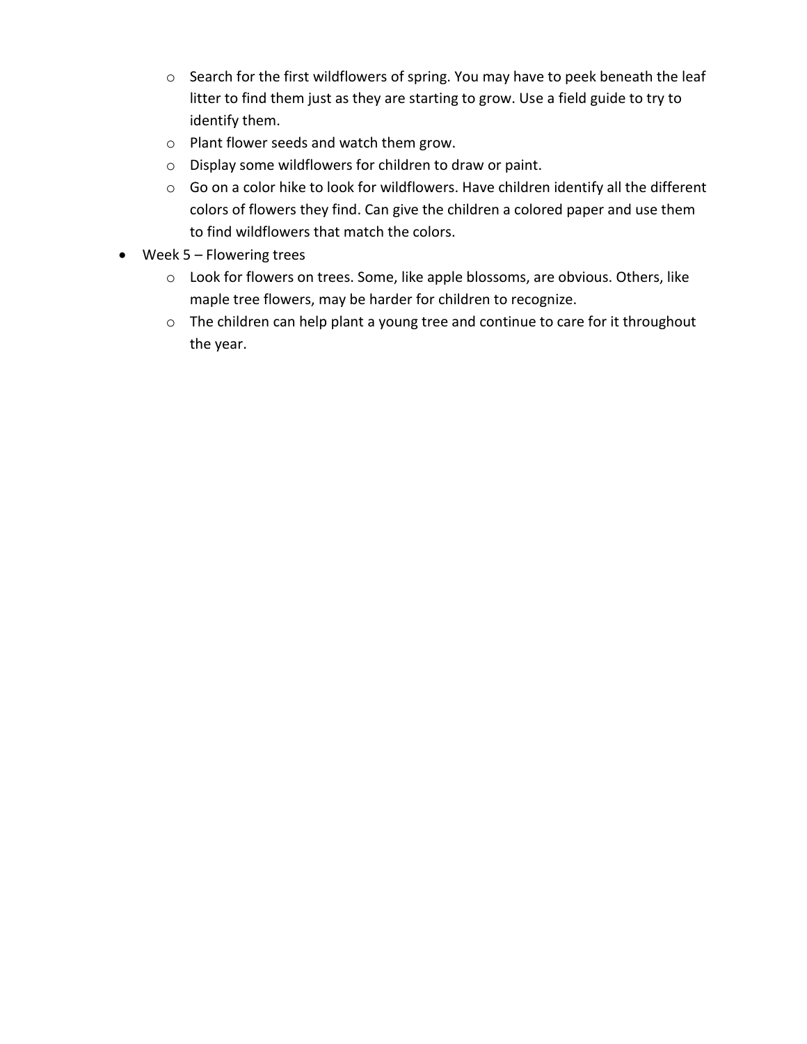- Search for the first wildflowers of spring. You may have to peek beneath the leaf litter to find them just as they are starting to grow. Use a field guide to try to identify them.
  - Plant flower seeds and watch them grow.
  - Display some wildflowers for children to draw or paint.
  - Go on a color hike to look for wildflowers. Have children identify all the different colors of flowers they find. Can give the children a colored paper and use them to find wildflowers that match the colors.
- Week 5 – Flowering trees
  - Look for flowers on trees. Some, like apple blossoms, are obvious. Others, like maple tree flowers, may be harder for children to recognize.
  - The children can help plant a young tree and continue to care for it throughout the year.